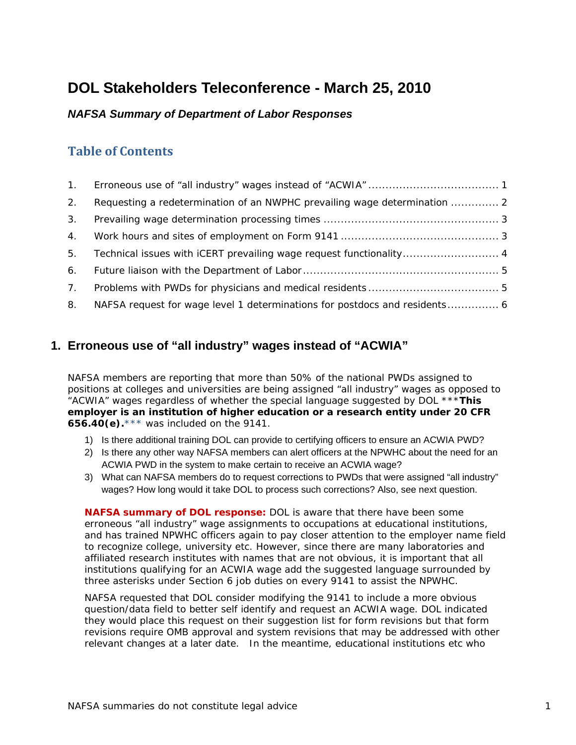# DOL Stakeholders Teleconference - March 25, 2010

***NAFSA Summary of Department of Labor Responses***

## Table of Contents

1. Erroneous use of “all industry” wages instead of “ACWIA” ..... 1
2. Requesting a redetermination of an NWPHC prevailing wage determination ..... 2
3. Prevailing wage determination processing times ..... 3
4. Work hours and sites of employment on Form 9141 ..... 3
5. Technical issues with iCERT prevailing wage request functionality ..... 4
6. Future liaison with the Department of Labor ..... 5
7. Problems with PWDs for physicians and medical residents ..... 5
8. NAFSA request for wage level 1 determinations for postdocs and residents ..... 6

## 1. Erroneous use of “all industry” wages instead of “ACWIA”

NAFSA members are reporting that more than 50% of the national PWDs assigned to positions at colleges and universities are being assigned “all industry” wages as opposed to “ACWIA” wages regardless of whether the special language suggested by DOL ***This employer is an institution of higher education or a research entity under 20 CFR 656.40(e).*** was included on the 9141.

1) Is there additional training DOL can provide to certifying officers to ensure an ACWIA PWD?
2) Is there any other way NAFSA members can alert officers at the NPWHC about the need for an ACWIA PWD in the system to make certain to receive an ACWIA wage?
3) What can NAFSA members do to request corrections to PWDs that were assigned “all industry” wages? How long would it take DOL to process such corrections? Also, see next question.

**NAFSA summary of DOL response:** DOL is aware that there have been some erroneous “all industry” wage assignments to occupations at educational institutions, and has trained NPWHC officers again to pay closer attention to the employer name field to recognize college, university etc. However, since there are many laboratories and affiliated research institutes with names that are not obvious, it is important that all institutions qualifying for an ACWIA wage add the suggested language surrounded by three asterisks under Section 6 job duties on every 9141 to assist the NPWHC.

NAFSA requested that DOL consider modifying the 9141 to include a more obvious question/data field to better self identify and request an ACWIA wage. DOL indicated they would place this request on their suggestion list for form revisions but that form revisions require OMB approval and system revisions that may be addressed with other relevant changes at a later date. In the meantime, educational institutions etc who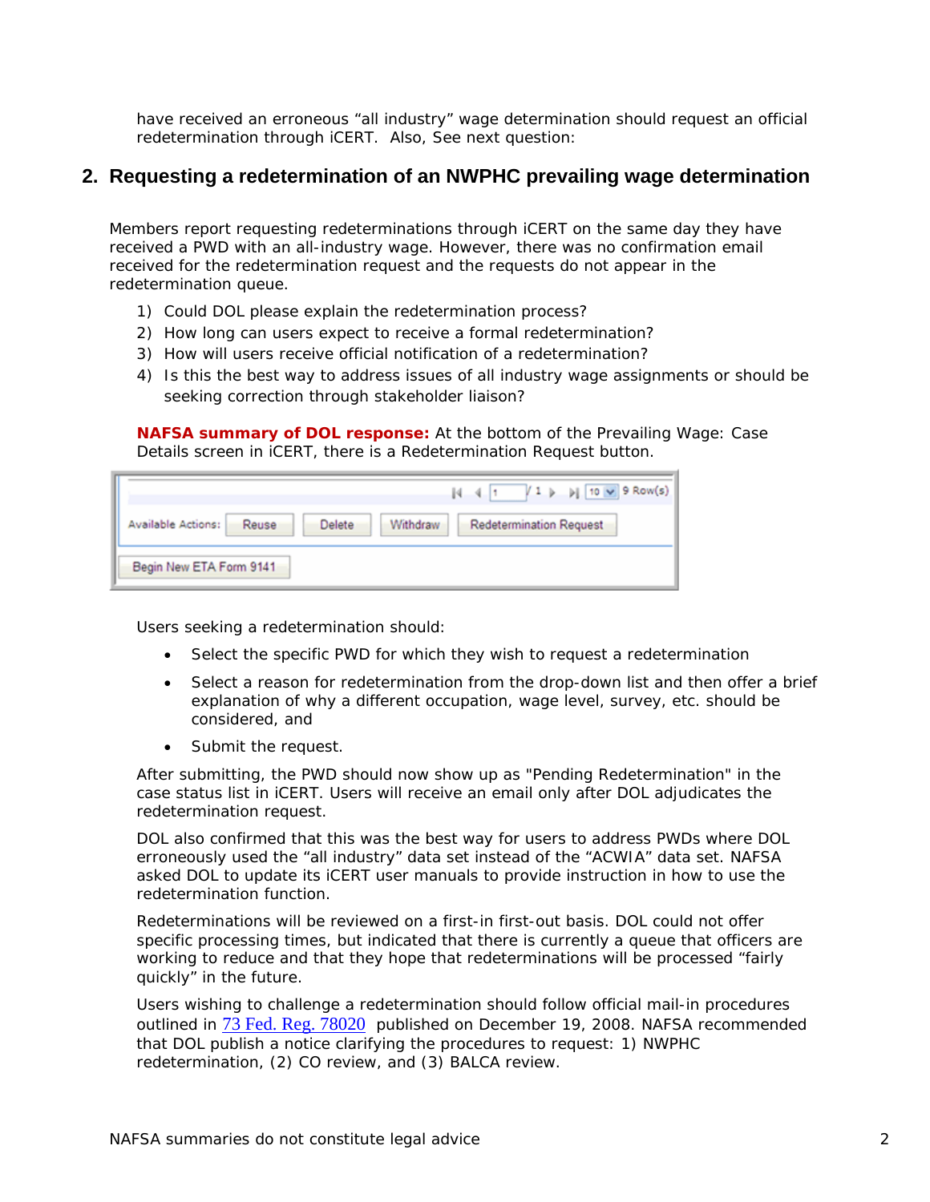have received an erroneous "all industry" wage determination should request an official redetermination through iCERT. Also, See next question:

## 2. Requesting a redetermination of an NWPHC prevailing wage determination

Members report requesting redeterminations through iCERT on the same day they have received a PWD with an all-industry wage. However, there was no confirmation email received for the redetermination request and the requests do not appear in the redetermination queue.

1) Could DOL please explain the redetermination process?
2) How long can users expect to receive a formal redetermination?
3) How will users receive official notification of a redetermination?
4) Is this the best way to address issues of all industry wage assignments or should be seeking correction through stakeholder liaison?

**NAFSA summary of DOL response:** At the bottom of the Prevailing Wage: Case Details screen in iCERT, there is a Redetermination Request button.

Available Actions: Reuse | Delete | Withdraw | Redetermination Request

Begin New ETA Form 9141

Users seeking a redetermination should:

- Select the specific PWD for which they wish to request a redetermination
- Select a reason for redetermination from the drop-down list and then offer a brief explanation of why a different occupation, wage level, survey, etc. should be considered, and
- Submit the request.

After submitting, the PWD should now show up as "Pending Redetermination" in the case status list in iCERT. Users will receive an email only after DOL adjudicates the redetermination request.

DOL also confirmed that this was the best way for users to address PWDs where DOL erroneously used the "all industry" data set instead of the "ACWIA" data set. NAFSA asked DOL to update its iCERT user manuals to provide instruction in how to use the redetermination function.

Redeterminations will be reviewed on a first-in first-out basis. DOL could not offer specific processing times, but indicated that there is currently a queue that officers are working to reduce and that they hope that redeterminations will be processed "fairly quickly" in the future.

Users wishing to challenge a redetermination should follow official mail-in procedures outlined in 73 Fed. Reg. 78020 published on December 19, 2008. NAFSA recommended that DOL publish a notice clarifying the procedures to request: 1) NWPHC redetermination, (2) CO review, and (3) BALCA review.

NAFSA summaries do not constitute legal advice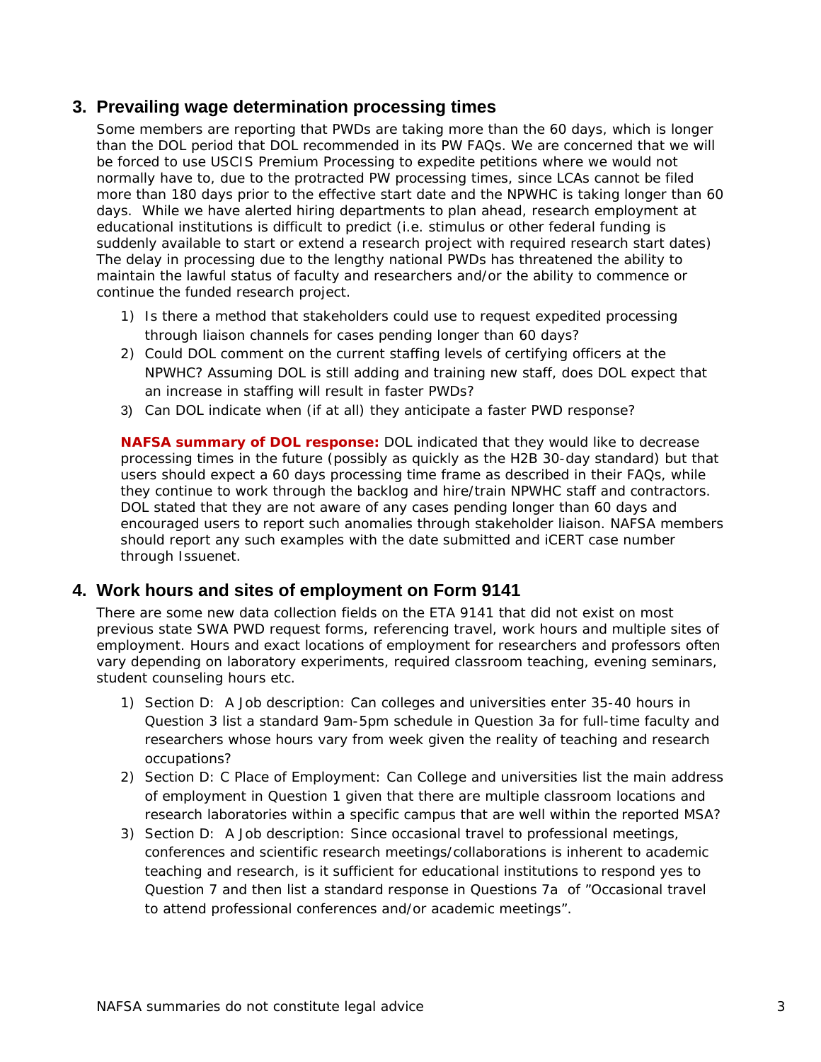## 3. Prevailing wage determination processing times

Some members are reporting that PWDs are taking more than the 60 days, which is longer than the DOL period that DOL recommended in its PW FAQs. We are concerned that we will be forced to use USCIS Premium Processing to expedite petitions where we would not normally have to, due to the protracted PW processing times, since LCAs cannot be filed more than 180 days prior to the effective start date and the NPWHC is taking longer than 60 days. While we have alerted hiring departments to plan ahead, research employment at educational institutions is difficult to predict (i.e. stimulus or other federal funding is suddenly available to start or extend a research project with required research start dates) The delay in processing due to the lengthy national PWDs has threatened the ability to maintain the lawful status of faculty and researchers and/or the ability to commence or continue the funded research project.

1) Is there a method that stakeholders could use to request expedited processing through liaison channels for cases pending longer than 60 days?
2) Could DOL comment on the current staffing levels of certifying officers at the NPWHC? Assuming DOL is still adding and training new staff, does DOL expect that an increase in staffing will result in faster PWDs?
3) Can DOL indicate when (if at all) they anticipate a faster PWD response?

**NAFSA summary of DOL response:** DOL indicated that they would like to decrease processing times in the future (possibly as quickly as the H2B 30-day standard) but that users should expect a 60 days processing time frame as described in their FAQs, while they continue to work through the backlog and hire/train NPWHC staff and contractors. DOL stated that they are not aware of any cases pending longer than 60 days and encouraged users to report such anomalies through stakeholder liaison. NAFSA members should report any such examples with the date submitted and iCERT case number through Issuenet.

## 4. Work hours and sites of employment on Form 9141

There are some new data collection fields on the ETA 9141 that did not exist on most previous state SWA PWD request forms, referencing travel, work hours and multiple sites of employment. Hours and exact locations of employment for researchers and professors often vary depending on laboratory experiments, required classroom teaching, evening seminars, student counseling hours etc.

1) Section D: A Job description: Can colleges and universities enter 35-40 hours in Question 3 list a standard 9am-5pm schedule in Question 3a for full-time faculty and researchers whose hours vary from week given the reality of teaching and research occupations?
2) Section D: C Place of Employment: Can College and universities list the main address of employment in Question 1 given that there are multiple classroom locations and research laboratories within a specific campus that are well within the reported MSA?
3) Section D: A Job description: Since occasional travel to professional meetings, conferences and scientific research meetings/collaborations is inherent to academic teaching and research, is it sufficient for educational institutions to respond yes to Question 7 and then list a standard response in Questions 7a of "Occasional travel to attend professional conferences and/or academic meetings".

NAFSA summaries do not constitute legal advice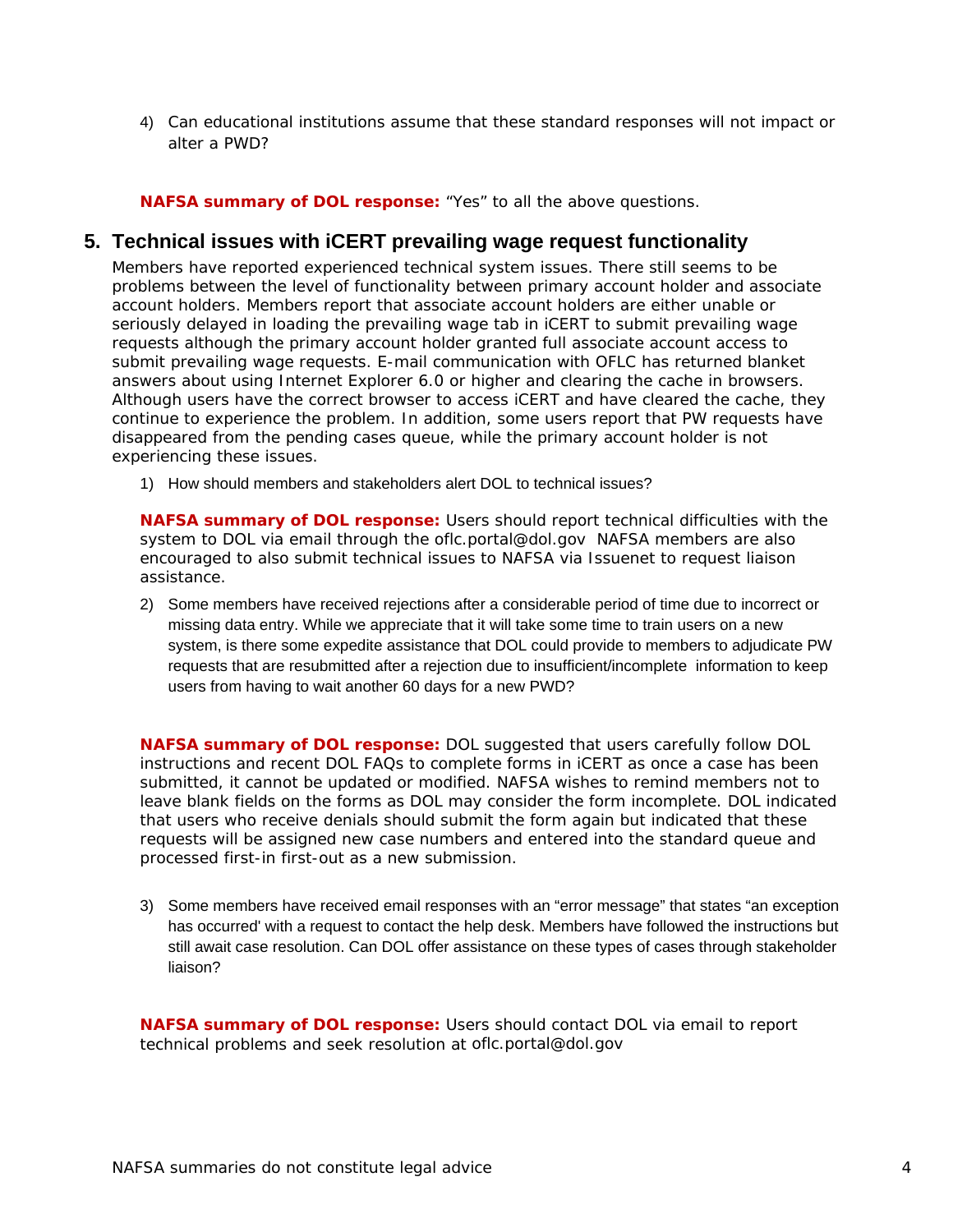4) Can educational institutions assume that these standard responses will not impact or alter a PWD?

**NAFSA summary of DOL response:** "Yes" to all the above questions.

## 5. Technical issues with iCERT prevailing wage request functionality

Members have reported experienced technical system issues. There still seems to be problems between the level of functionality between primary account holder and associate account holders. Members report that associate account holders are either unable or seriously delayed in loading the prevailing wage tab in iCERT to submit prevailing wage requests although the primary account holder granted full associate account access to submit prevailing wage requests. E-mail communication with OFLC has returned blanket answers about using Internet Explorer 6.0 or higher and clearing the cache in browsers. Although users have the correct browser to access iCERT and have cleared the cache, they continue to experience the problem. In addition, some users report that PW requests have disappeared from the pending cases queue, while the primary account holder is not experiencing these issues.

1) How should members and stakeholders alert DOL to technical issues?

**NAFSA summary of DOL response:** Users should report technical difficulties with the system to DOL via email through the oflc.portal@dol.gov NAFSA members are also encouraged to also submit technical issues to NAFSA via Issuenet to request liaison assistance.

2) Some members have received rejections after a considerable period of time due to incorrect or missing data entry. While we appreciate that it will take some time to train users on a new system, is there some expedite assistance that DOL could provide to members to adjudicate PW requests that are resubmitted after a rejection due to insufficient/incomplete information to keep users from having to wait another 60 days for a new PWD?

**NAFSA summary of DOL response:** DOL suggested that users carefully follow DOL instructions and recent DOL FAQs to complete forms in iCERT as once a case has been submitted, it cannot be updated or modified. NAFSA wishes to remind members not to leave blank fields on the forms as DOL may consider the form incomplete. DOL indicated that users who receive denials should submit the form again but indicated that these requests will be assigned new case numbers and entered into the standard queue and processed first-in first-out as a new submission.

3) Some members have received email responses with an "error message" that states "an exception has occurred' with a request to contact the help desk. Members have followed the instructions but still await case resolution. Can DOL offer assistance on these types of cases through stakeholder liaison?

**NAFSA summary of DOL response:** Users should contact DOL via email to report technical problems and seek resolution at oflc.portal@dol.gov

NAFSA summaries do not constitute legal advice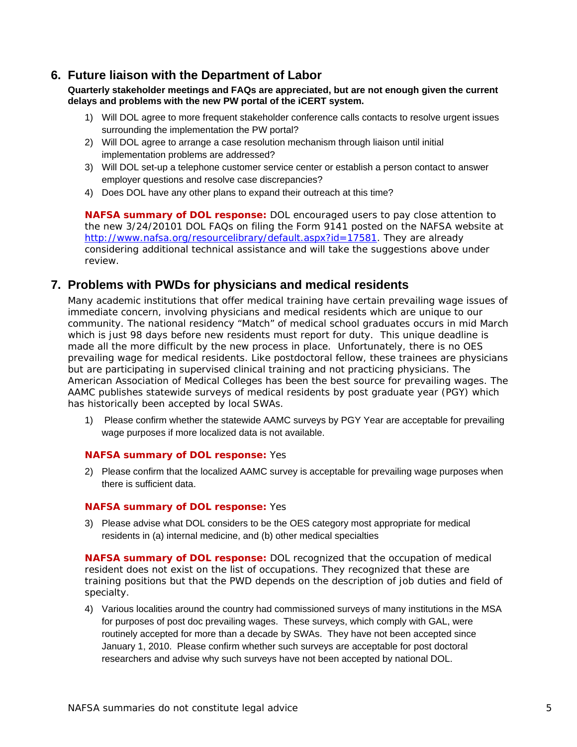## 6. Future liaison with the Department of Labor

**Quarterly stakeholder meetings and FAQs are appreciated, but are not enough given the current delays and problems with the new PW portal of the iCERT system.**

1) Will DOL agree to more frequent stakeholder conference calls contacts to resolve urgent issues surrounding the implementation the PW portal?
2) Will DOL agree to arrange a case resolution mechanism through liaison until initial implementation problems are addressed?
3) Will DOL set-up a telephone customer service center or establish a person contact to answer employer questions and resolve case discrepancies?
4) Does DOL have any other plans to expand their outreach at this time?

**NAFSA summary of DOL response:** DOL encouraged users to pay close attention to the new 3/24/20101 DOL FAQs on filing the Form 9141 posted on the NAFSA website at http://www.nafsa.org/resourcelibrary/default.aspx?id=17581. They are already considering additional technical assistance and will take the suggestions above under review.

## 7. Problems with PWDs for physicians and medical residents

Many academic institutions that offer medical training have certain prevailing wage issues of immediate concern, involving physicians and medical residents which are unique to our community. The national residency "Match" of medical school graduates occurs in mid March which is just 98 days before new residents must report for duty. This unique deadline is made all the more difficult by the new process in place. Unfortunately, there is no OES prevailing wage for medical residents. Like postdoctoral fellow, these trainees are physicians but are participating in supervised clinical training and not practicing physicians. The American Association of Medical Colleges has been the best source for prevailing wages. The AAMC publishes statewide surveys of medical residents by post graduate year (PGY) which has historically been accepted by local SWAs.

1) Please confirm whether the statewide AAMC surveys by PGY Year are acceptable for prevailing wage purposes if more localized data is not available.

**NAFSA summary of DOL response:** Yes

2) Please confirm that the localized AAMC survey is acceptable for prevailing wage purposes when there is sufficient data.

**NAFSA summary of DOL response:** Yes

3) Please advise what DOL considers to be the OES category most appropriate for medical residents in (a) internal medicine, and (b) other medical specialties

**NAFSA summary of DOL response:** DOL recognized that the occupation of medical resident does not exist on the list of occupations. They recognized that these are training positions but that the PWD depends on the description of job duties and field of specialty.

4) Various localities around the country had commissioned surveys of many institutions in the MSA for purposes of post doc prevailing wages. These surveys, which comply with GAL, were routinely accepted for more than a decade by SWAs. They have not been accepted since January 1, 2010. Please confirm whether such surveys are acceptable for post doctoral researchers and advise why such surveys have not been accepted by national DOL.

NAFSA summaries do not constitute legal advice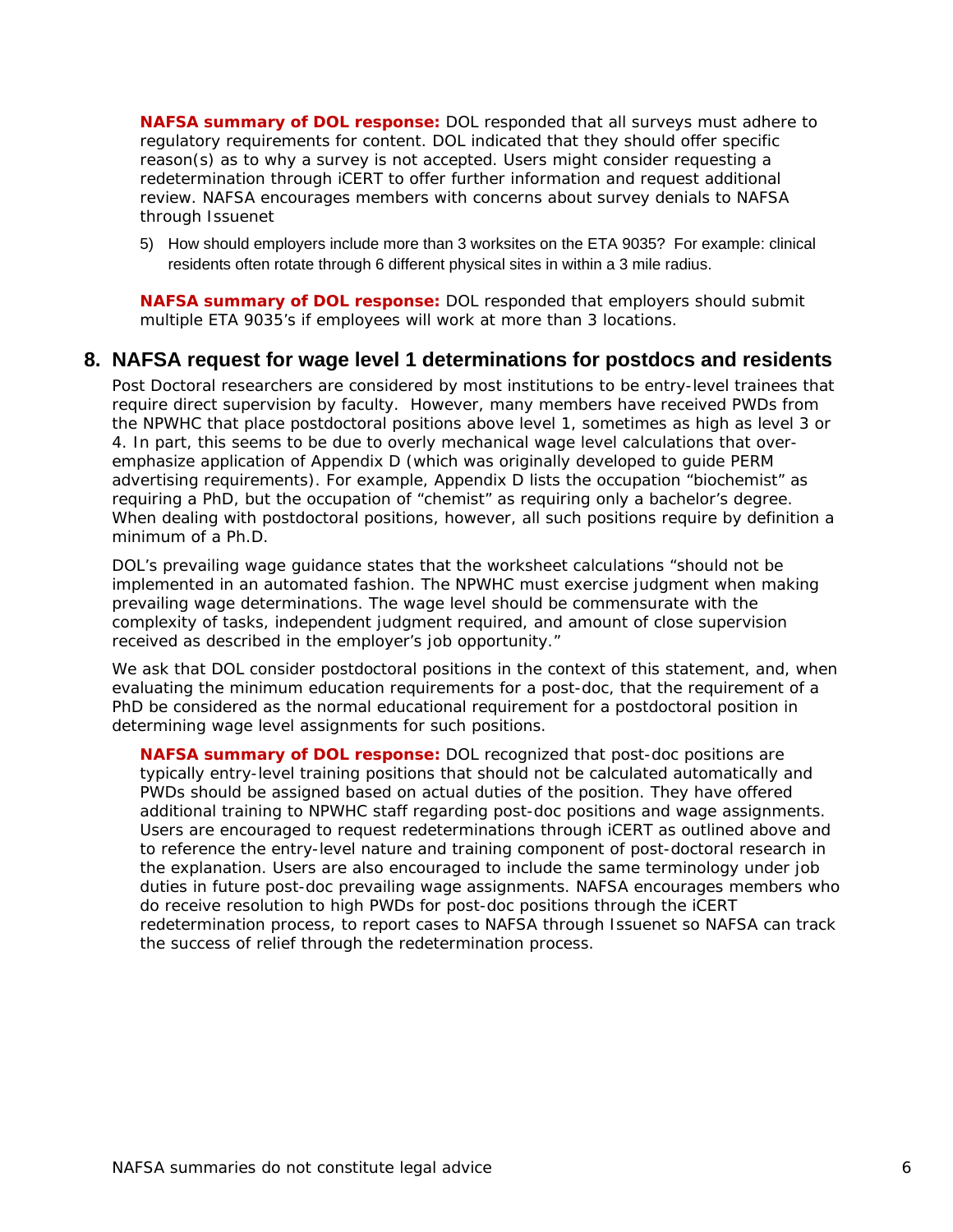**NAFSA summary of DOL response:** DOL responded that all surveys must adhere to regulatory requirements for content. DOL indicated that they should offer specific reason(s) as to why a survey is not accepted. Users might consider requesting a redetermination through iCERT to offer further information and request additional review. NAFSA encourages members with concerns about survey denials to NAFSA through Issuenet

5) How should employers include more than 3 worksites on the ETA 9035? For example: clinical residents often rotate through 6 different physical sites in within a 3 mile radius.

**NAFSA summary of DOL response:** DOL responded that employers should submit multiple ETA 9035's if employees will work at more than 3 locations.

## 8. NAFSA request for wage level 1 determinations for postdocs and residents

Post Doctoral researchers are considered by most institutions to be entry-level trainees that require direct supervision by faculty. However, many members have received PWDs from the NPWHC that place postdoctoral positions above level 1, sometimes as high as level 3 or 4. In part, this seems to be due to overly mechanical wage level calculations that over-emphasize application of Appendix D (which was originally developed to guide PERM advertising requirements). For example, Appendix D lists the occupation "biochemist" as requiring a PhD, but the occupation of "chemist" as requiring only a bachelor's degree. When dealing with postdoctoral positions, however, all such positions require by definition a minimum of a Ph.D.

DOL's prevailing wage guidance states that the worksheet calculations "should not be implemented in an automated fashion. The NPWHC must exercise judgment when making prevailing wage determinations. The wage level should be commensurate with the complexity of tasks, independent judgment required, and amount of close supervision received as described in the employer's job opportunity."

We ask that DOL consider postdoctoral positions in the context of this statement, and, when evaluating the minimum education requirements for a post-doc, that the requirement of a PhD be considered as the normal educational requirement for a postdoctoral position in determining wage level assignments for such positions.

**NAFSA summary of DOL response:** DOL recognized that post-doc positions are typically entry-level training positions that should not be calculated automatically and PWDs should be assigned based on actual duties of the position. They have offered additional training to NPWHC staff regarding post-doc positions and wage assignments. Users are encouraged to request redeterminations through iCERT as outlined above and to reference the entry-level nature and training component of post-doctoral research in the explanation. Users are also encouraged to include the same terminology under job duties in future post-doc prevailing wage assignments. NAFSA encourages members who do receive resolution to high PWDs for post-doc positions through the iCERT redetermination process, to report cases to NAFSA through Issuenet so NAFSA can track the success of relief through the redetermination process.

NAFSA summaries do not constitute legal advice